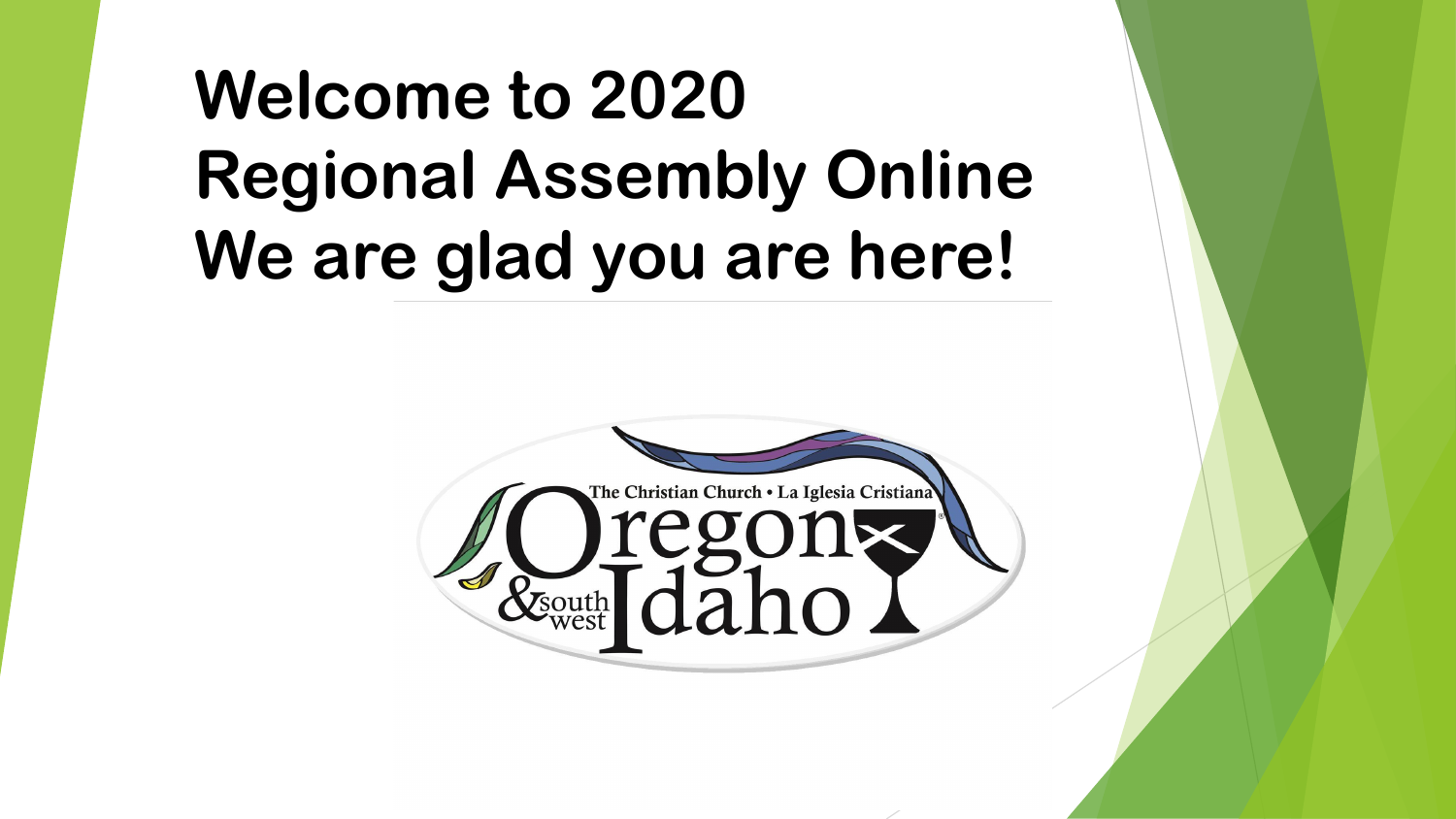# Welcome to 2020 Regional Assembly Online We are glad you are here!

The Christian Church • La Iglesia Cristiana

Oregon & southwest Idaho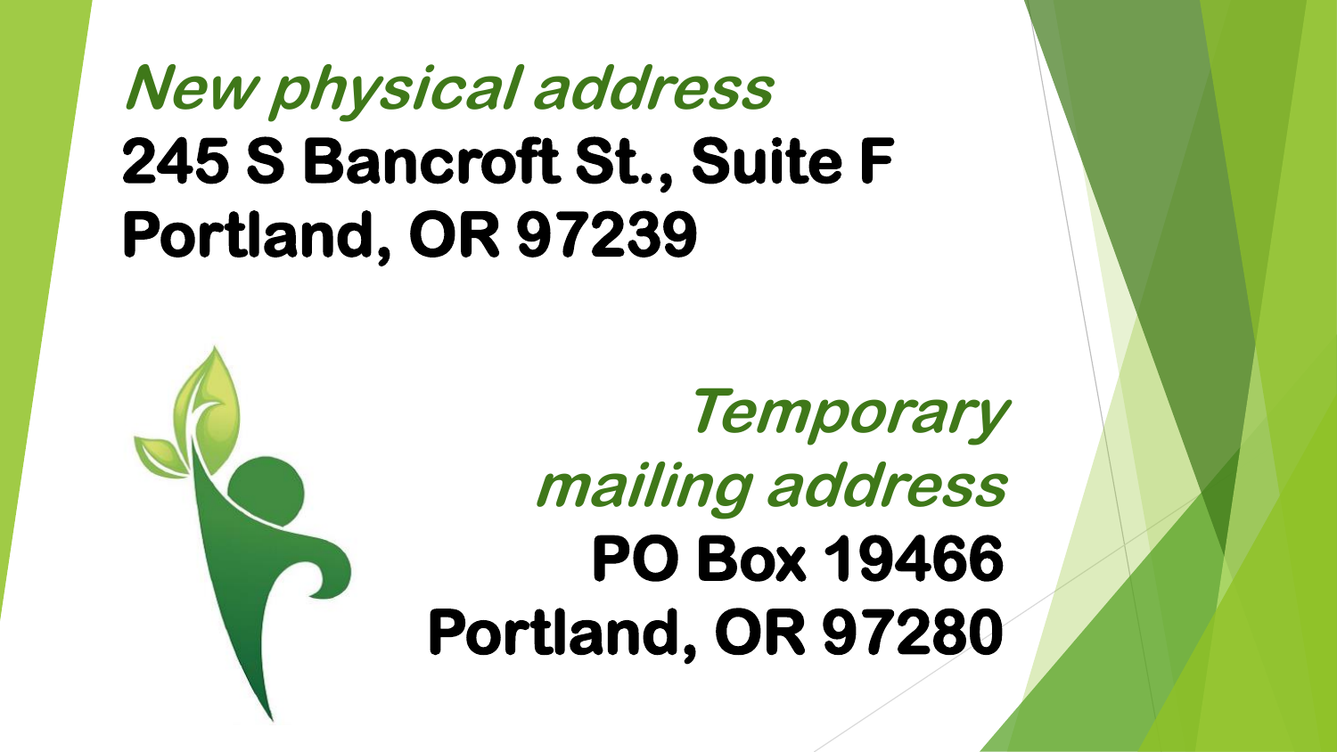## *New physical address*

**245 S Bancroft St., Suite F**
**Portland, OR 97239**

## *Temporary mailing address*

**PO Box 19466**
**Portland, OR 97280**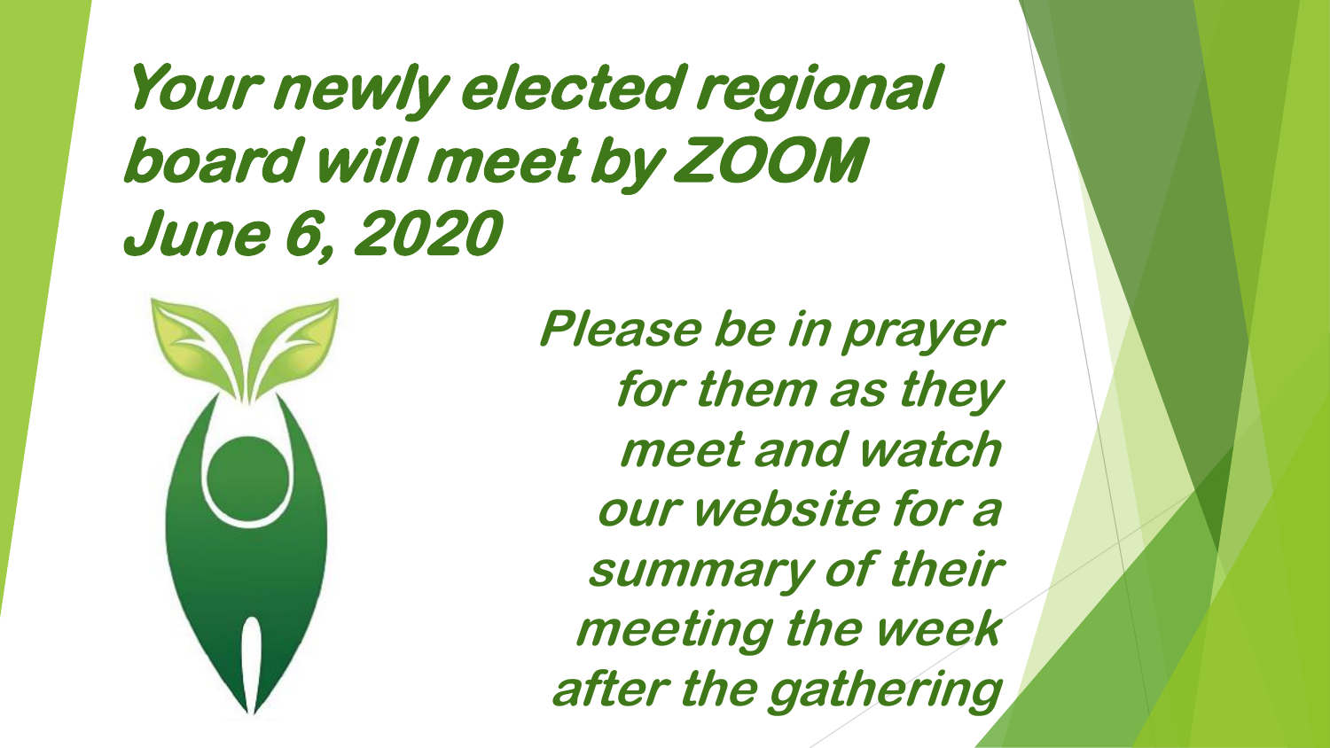# Your newly elected regional board will meet by ZOOM June 6, 2020

Please be in prayer for them as they meet and watch our website for a summary of their meeting the week after the gathering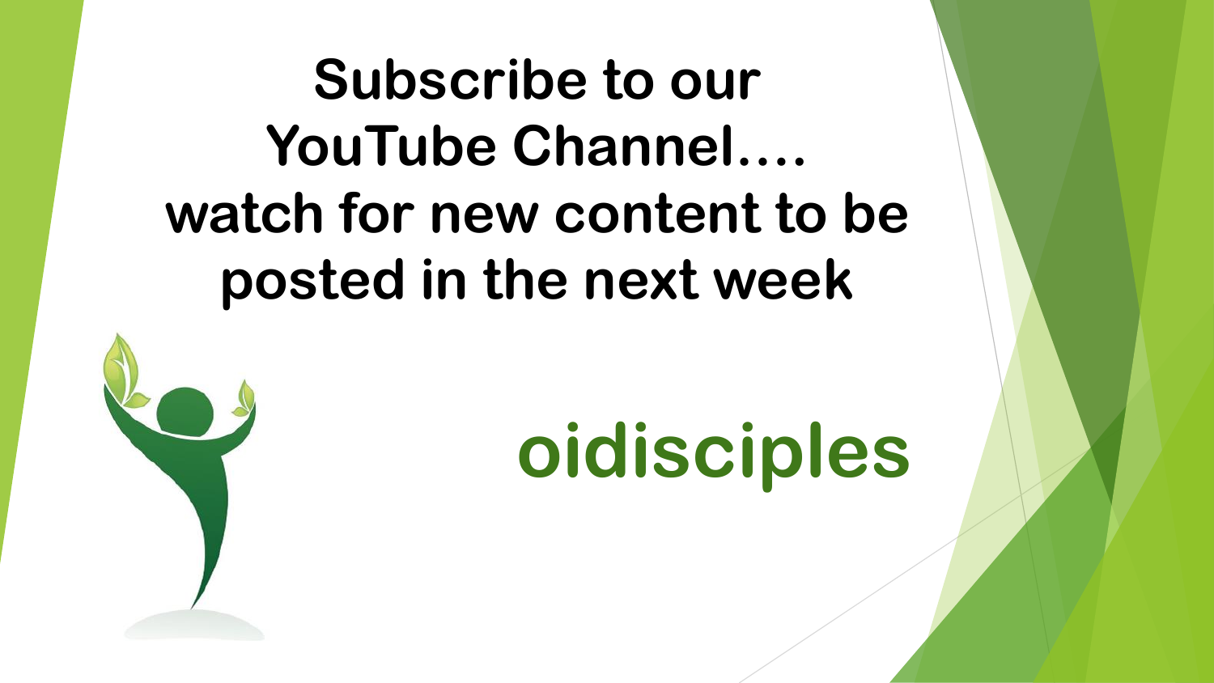# Subscribe to our YouTube Channel…. watch for new content to be posted in the next week

**oidisciples**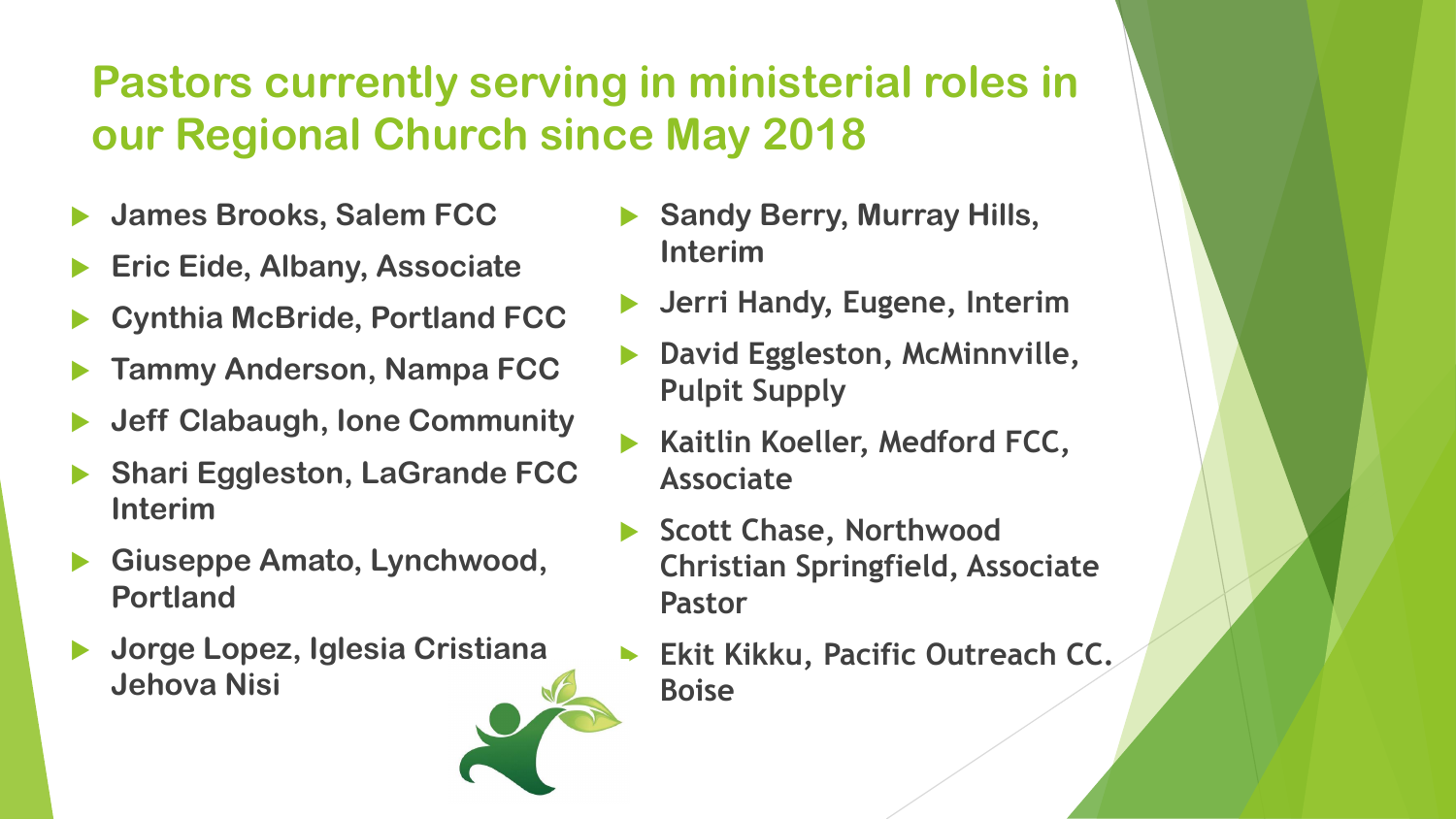# Pastors currently serving in ministerial roles in our Regional Church since May 2018

- James Brooks, Salem FCC
- Eric Eide, Albany, Associate
- Cynthia McBride, Portland FCC
- Tammy Anderson, Nampa FCC
- Jeff Clabaugh, Ione Community
- Shari Eggleston, LaGrande FCC Interim
- Giuseppe Amato, Lynchwood, Portland
- Jorge Lopez, Iglesia Cristiana Jehova Nisi
- Sandy Berry, Murray Hills, Interim
- Jerri Handy, Eugene, Interim
- David Eggleston, McMinnville, Pulpit Supply
- Kaitlin Koeller, Medford FCC, Associate
- Scott Chase, Northwood Christian Springfield, Associate Pastor
- Ekit Kikku, Pacific Outreach CC. Boise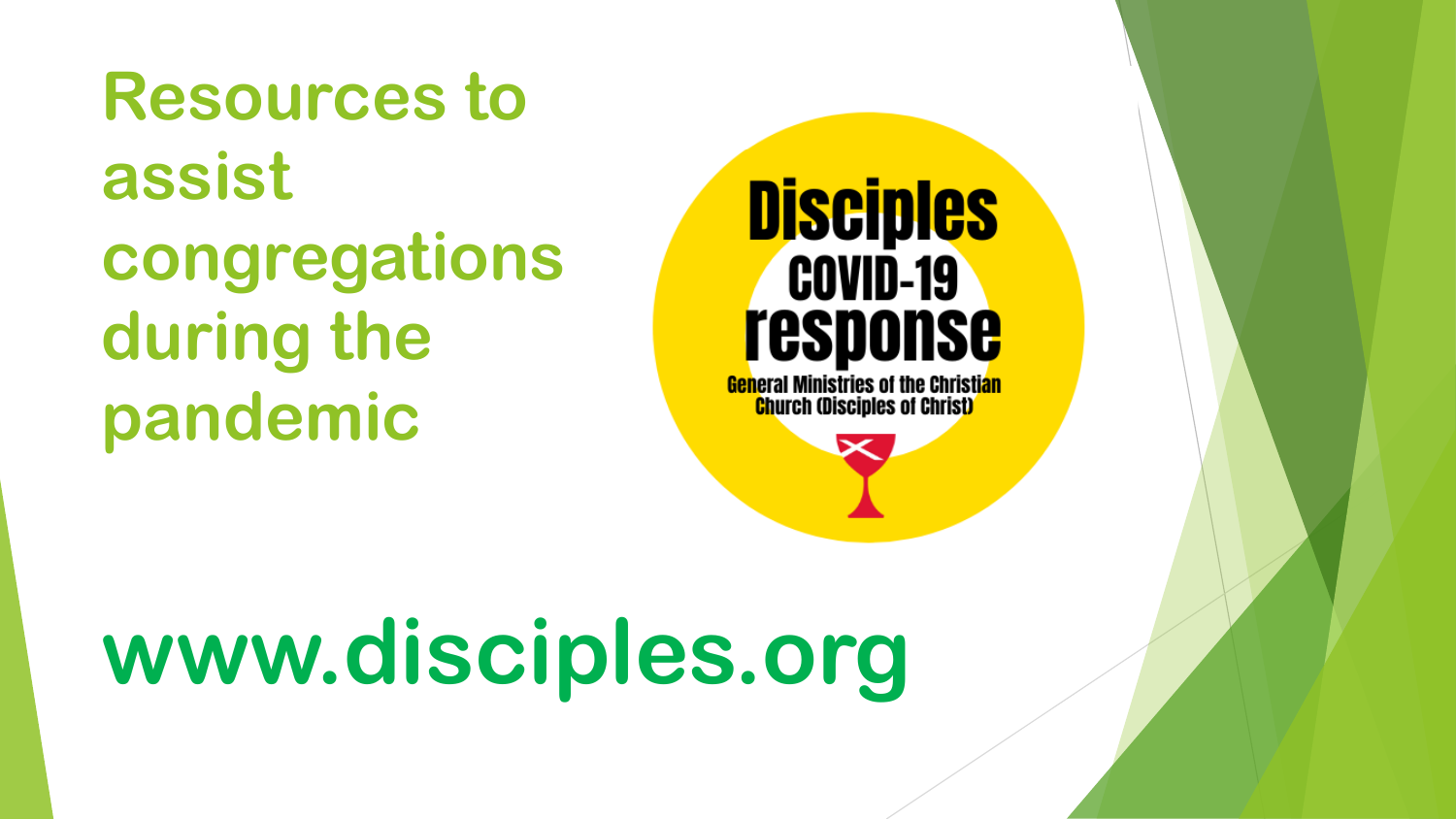# Resources to assist congregations during the pandemic

Disciples COVID-19 response

General Ministries of the Christian Church (Disciples of Christ)

## www.disciples.org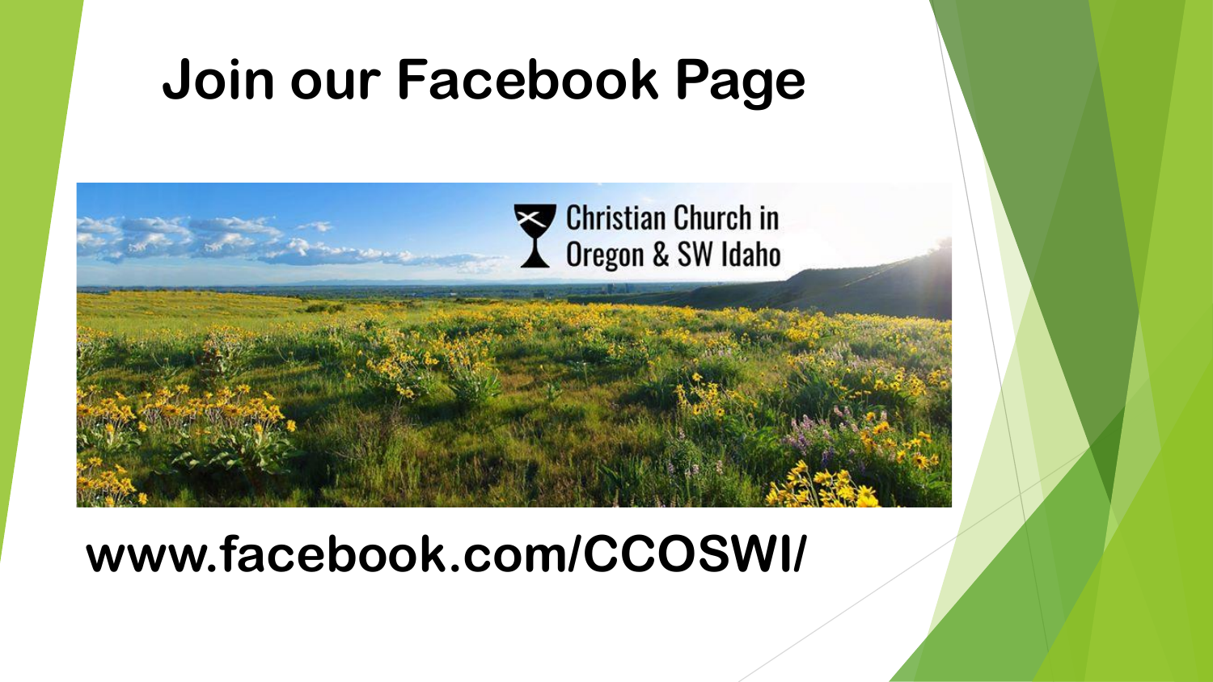# Join our Facebook Page

Christian Church in Oregon & SW Idaho

**www.facebook.com/CCOSWI/**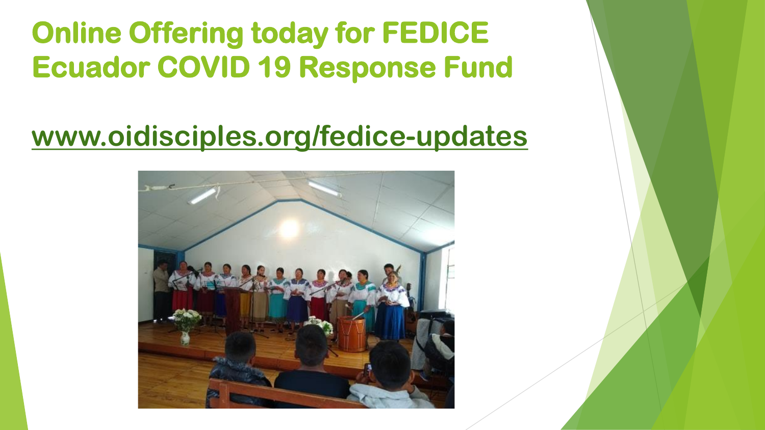# Online Offering today for FEDICE Ecuador COVID 19 Response Fund

www.oidisciples.org/fedice-updates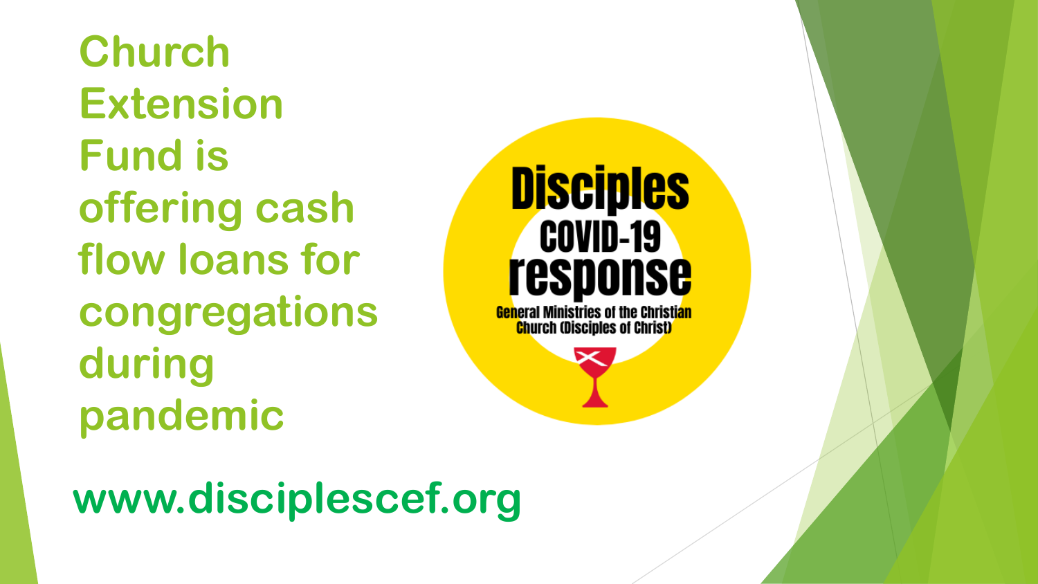# Church Extension Fund is offering cash flow loans for congregations during pandemic

Disciples COVID-19 response

General Ministries of the Christian Church (Disciples of Christ)

www.disciplescef.org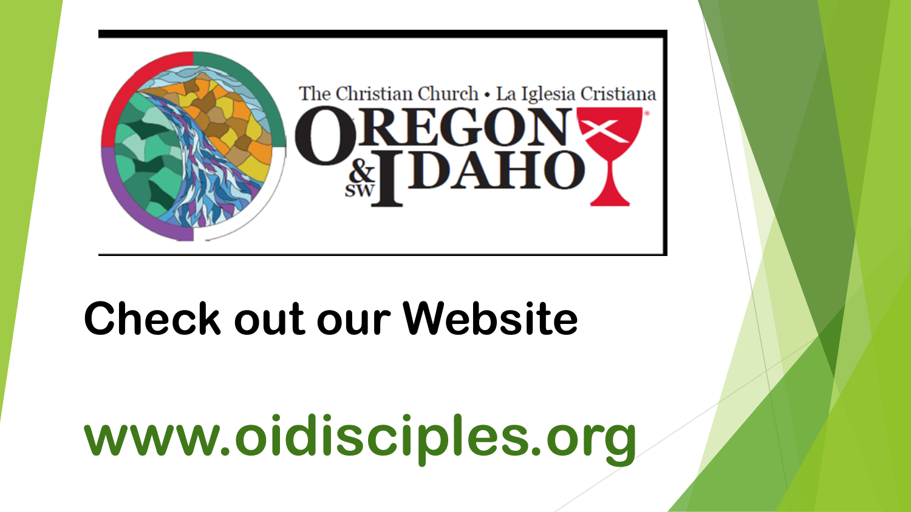The Christian Church • La Iglesia Cristiana

OREGON & SW IDAHO

# Check out our Website

# www.oidisciples.org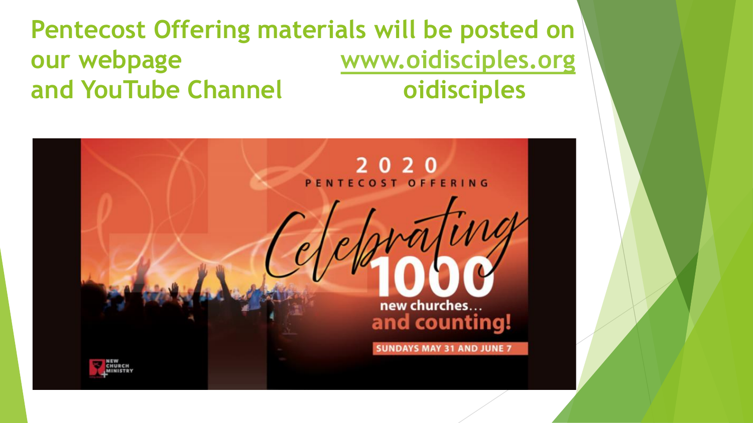# Pentecost Offering materials will be posted on our webpage www.oidisciples.org and YouTube Channel oidisciples

2020

PENTECOST OFFERING

Celebrating 1000 new churches... and counting!

SUNDAYS MAY 31 AND JUNE 7

NEW CHURCH MINISTRY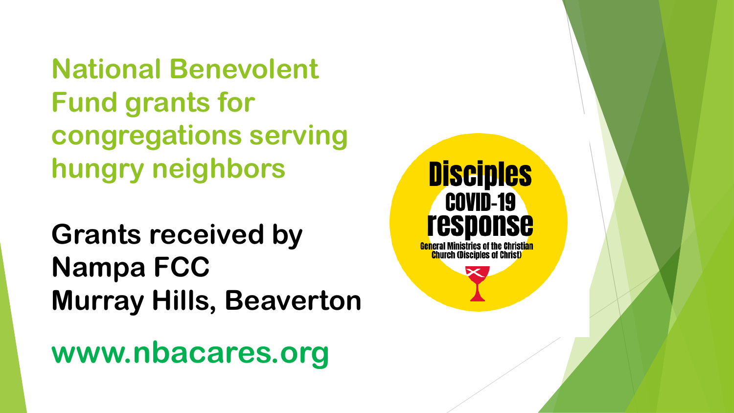## National Benevolent Fund grants for congregations serving hungry neighbors

**Grants received by**
**Nampa FCC**
**Murray Hills, Beaverton**

**www.nbacares.org**

Disciples
COVID-19
response
General Ministries of the Christian Church (Disciples of Christ)